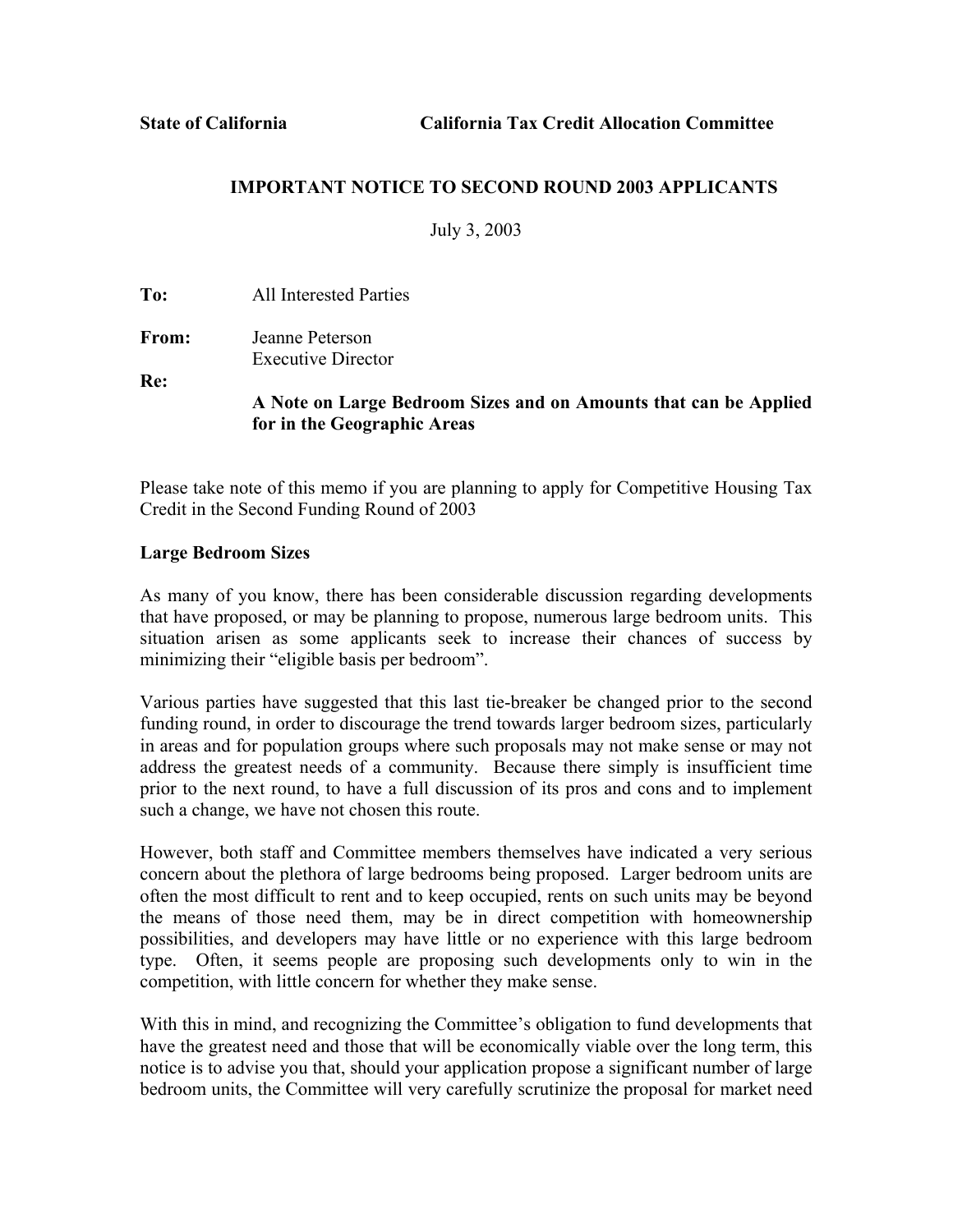**State of California** **California Tax Credit Allocation Committee**

**IMPORTANT NOTICE TO SECOND ROUND 2003 APPLICANTS**

July 3, 2003

**To:** All Interested Parties

**From:** Jeanne Peterson
Executive Director

**Re:**
**A Note on Large Bedroom Sizes and on Amounts that can be Applied for in the Geographic Areas**

Please take note of this memo if you are planning to apply for Competitive Housing Tax Credit in the Second Funding Round of 2003

**Large Bedroom Sizes**

As many of you know, there has been considerable discussion regarding developments that have proposed, or may be planning to propose, numerous large bedroom units. This situation arisen as some applicants seek to increase their chances of success by minimizing their "eligible basis per bedroom".

Various parties have suggested that this last tie-breaker be changed prior to the second funding round, in order to discourage the trend towards larger bedroom sizes, particularly in areas and for population groups where such proposals may not make sense or may not address the greatest needs of a community. Because there simply is insufficient time prior to the next round, to have a full discussion of its pros and cons and to implement such a change, we have not chosen this route.

However, both staff and Committee members themselves have indicated a very serious concern about the plethora of large bedrooms being proposed. Larger bedroom units are often the most difficult to rent and to keep occupied, rents on such units may be beyond the means of those need them, may be in direct competition with homeownership possibilities, and developers may have little or no experience with this large bedroom type. Often, it seems people are proposing such developments only to win in the competition, with little concern for whether they make sense.

With this in mind, and recognizing the Committee's obligation to fund developments that have the greatest need and those that will be economically viable over the long term, this notice is to advise you that, should your application propose a significant number of large bedroom units, the Committee will very carefully scrutinize the proposal for market need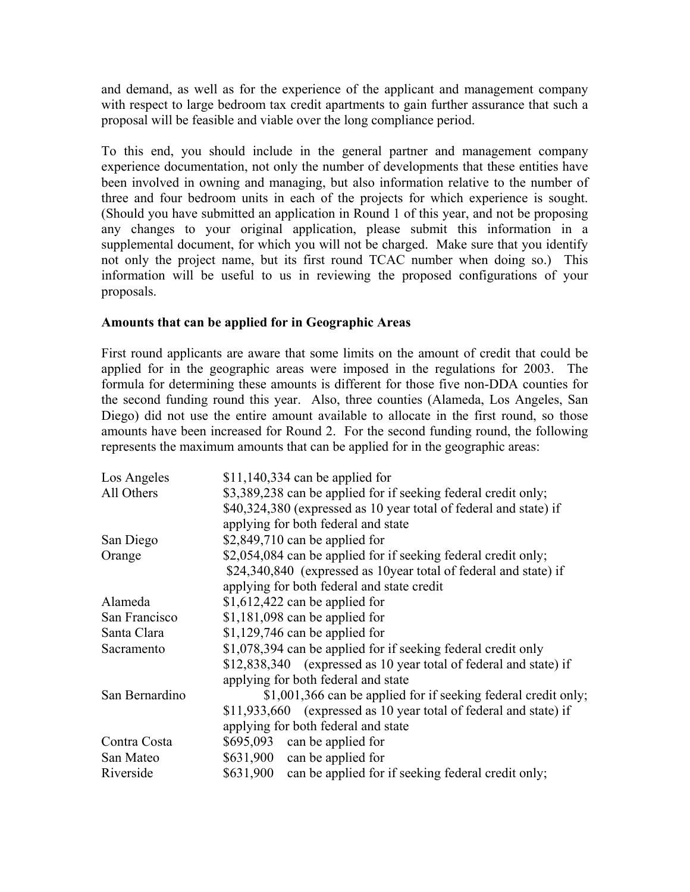and demand, as well as for the experience of the applicant and management company with respect to large bedroom tax credit apartments to gain further assurance that such a proposal will be feasible and viable over the long compliance period.

To this end, you should include in the general partner and management company experience documentation, not only the number of developments that these entities have been involved in owning and managing, but also information relative to the number of three and four bedroom units in each of the projects for which experience is sought. (Should you have submitted an application in Round 1 of this year, and not be proposing any changes to your original application, please submit this information in a supplemental document, for which you will not be charged. Make sure that you identify not only the project name, but its first round TCAC number when doing so.) This information will be useful to us in reviewing the proposed configurations of your proposals.

**Amounts that can be applied for in Geographic Areas**

First round applicants are aware that some limits on the amount of credit that could be applied for in the geographic areas were imposed in the regulations for 2003. The formula for determining these amounts is different for those five non-DDA counties for the second funding round this year. Also, three counties (Alameda, Los Angeles, San Diego) did not use the entire amount available to allocate in the first round, so those amounts have been increased for Round 2. For the second funding round, the following represents the maximum amounts that can be applied for in the geographic areas:

| | |
|---|---|
| Los Angeles | $11,140,334 can be applied for |
| All Others | $3,389,238 can be applied for if seeking federal credit only; $40,324,380 (expressed as 10 year total of federal and state) if applying for both federal and state |
| San Diego | $2,849,710 can be applied for |
| Orange | $2,054,084 can be applied for if seeking federal credit only; $24,340,840 (expressed as 10year total of federal and state) if applying for both federal and state credit |
| Alameda | $1,612,422 can be applied for |
| San Francisco | $1,181,098 can be applied for |
| Santa Clara | $1,129,746 can be applied for |
| Sacramento | $1,078,394 can be applied for if seeking federal credit only $12,838,340 (expressed as 10 year total of federal and state) if applying for both federal and state |
| San Bernardino | $1,001,366 can be applied for if seeking federal credit only; $11,933,660 (expressed as 10 year total of federal and state) if applying for both federal and state |
| Contra Costa | $695,093 can be applied for |
| San Mateo | $631,900 can be applied for |
| Riverside | $631,900 can be applied for if seeking federal credit only; |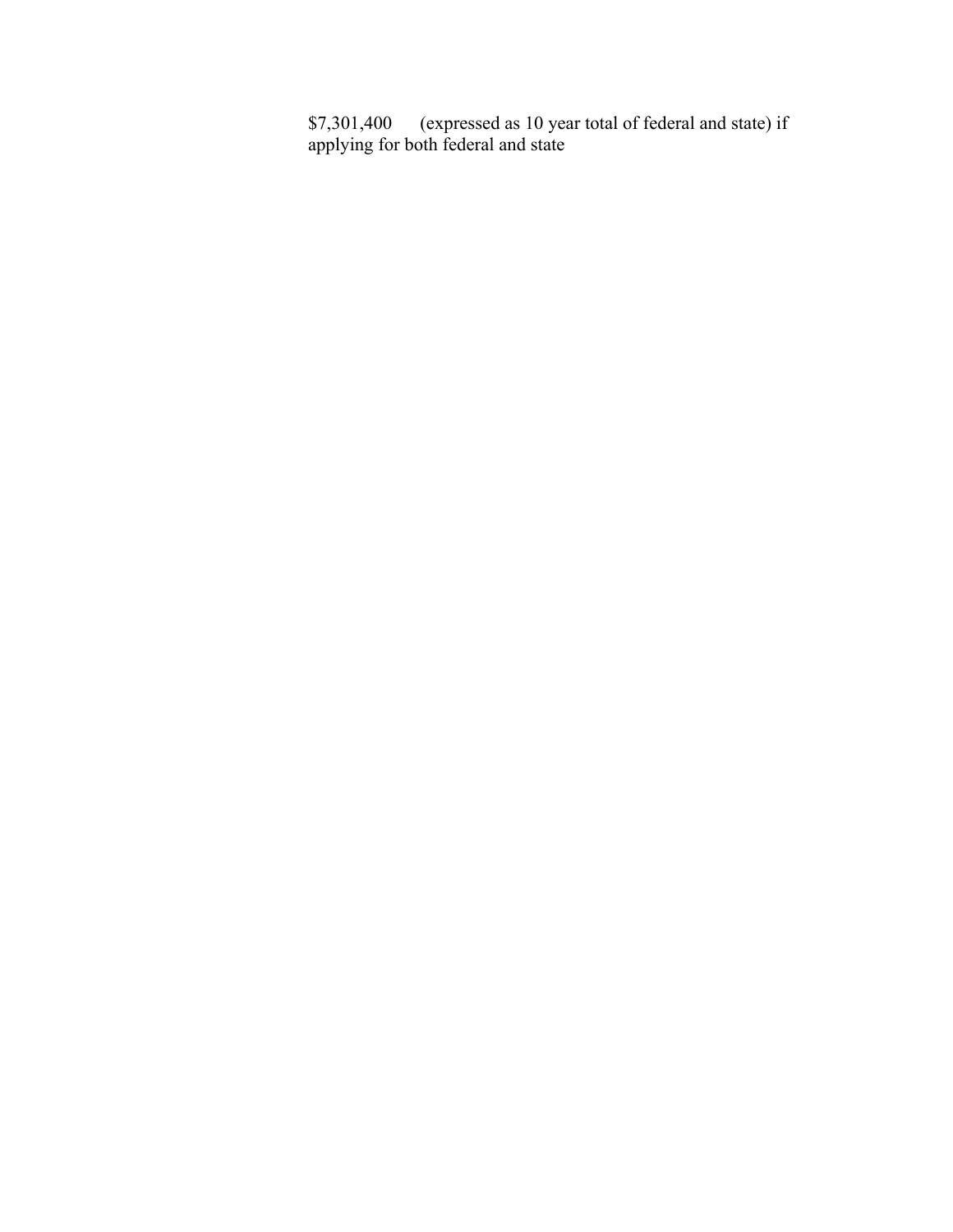$7,301,400 (expressed as 10 year total of federal and state) if applying for both federal and state